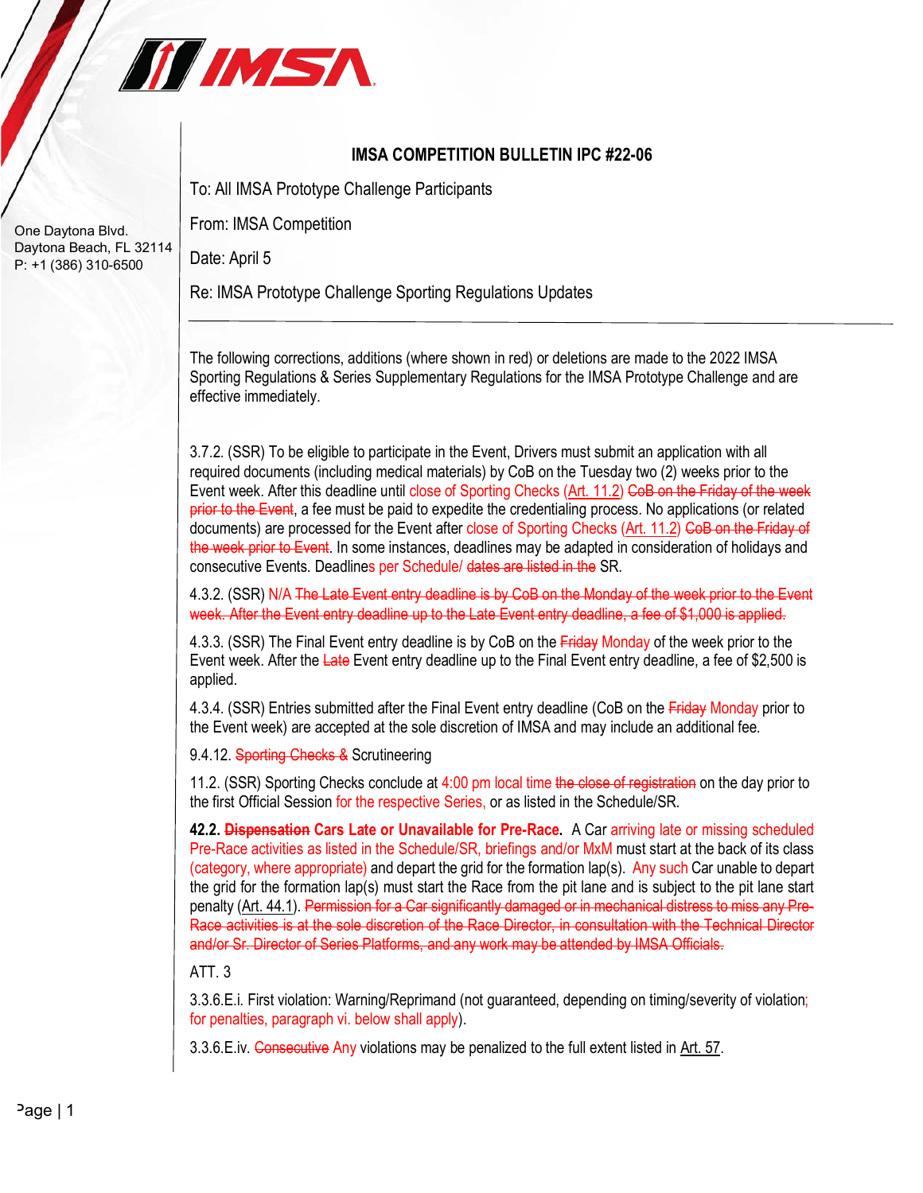One Daytona Blvd.
Daytona Beach, FL 32114
P: +1 (386) 310-6500

# IMSA COMPETITION BULLETIN IPC #22-06

To: All IMSA Prototype Challenge Participants

From: IMSA Competition

Date: April 5

Re: IMSA Prototype Challenge Sporting Regulations Updates

---

The following corrections, additions (where shown in red) or deletions are made to the 2022 IMSA Sporting Regulations & Series Supplementary Regulations for the IMSA Prototype Challenge and are effective immediately.

3.7.2. (SSR) To be eligible to participate in the Event, Drivers must submit an application with all required documents (including medical materials) by CoB on the Tuesday two (2) weeks prior to the Event week. After this deadline until close of Sporting Checks (Art. 11.2) ~~CoB on the Friday of the week prior to the Event~~, a fee must be paid to expedite the credentialing process. No applications (or related documents) are processed for the Event after close of Sporting Checks (Art. 11.2) ~~CoB on the Friday of the week prior to Event~~. In some instances, deadlines may be adapted in consideration of holidays and consecutive Events. Deadlines per Schedule/ ~~dates are listed in the~~ SR.

4.3.2. (SSR) N/A ~~The Late Event entry deadline is by CoB on the Monday of the week prior to the Event week. After the Event entry deadline up to the Late Event entry deadline, a fee of $1,000 is applied.~~

4.3.3. (SSR) The Final Event entry deadline is by CoB on the ~~Friday~~ Monday of the week prior to the Event week. After the ~~Late~~ Event entry deadline up to the Final Event entry deadline, a fee of $2,500 is applied.

4.3.4. (SSR) Entries submitted after the Final Event entry deadline (CoB on the ~~Friday~~ Monday prior to the Event week) are accepted at the sole discretion of IMSA and may include an additional fee.

9.4.12. ~~Sporting Checks &~~ Scrutineering

11.2. (SSR) Sporting Checks conclude at 4:00 pm local time ~~the close of registration~~ on the day prior to the first Official Session for the respective Series, or as listed in the Schedule/SR.

**42.2. ~~Dispensation~~ Cars Late or Unavailable for Pre-Race.** A Car arriving late or missing scheduled Pre-Race activities as listed in the Schedule/SR, briefings and/or MxM must start at the back of its class (category, where appropriate) and depart the grid for the formation lap(s). Any such Car unable to depart the grid for the formation lap(s) must start the Race from the pit lane and is subject to the pit lane start penalty (Art. 44.1). ~~Permission for a Car significantly damaged or in mechanical distress to miss any Pre-Race activities is at the sole discretion of the Race Director, in consultation with the Technical Director and/or Sr. Director of Series Platforms, and any work may be attended by IMSA Officials.~~

ATT. 3

3.3.6.E.i. First violation: Warning/Reprimand (not guaranteed, depending on timing/severity of violation; for penalties, paragraph vi. below shall apply).

3.3.6.E.iv. ~~Consecutive~~ Any violations may be penalized to the full extent listed in Art. 57.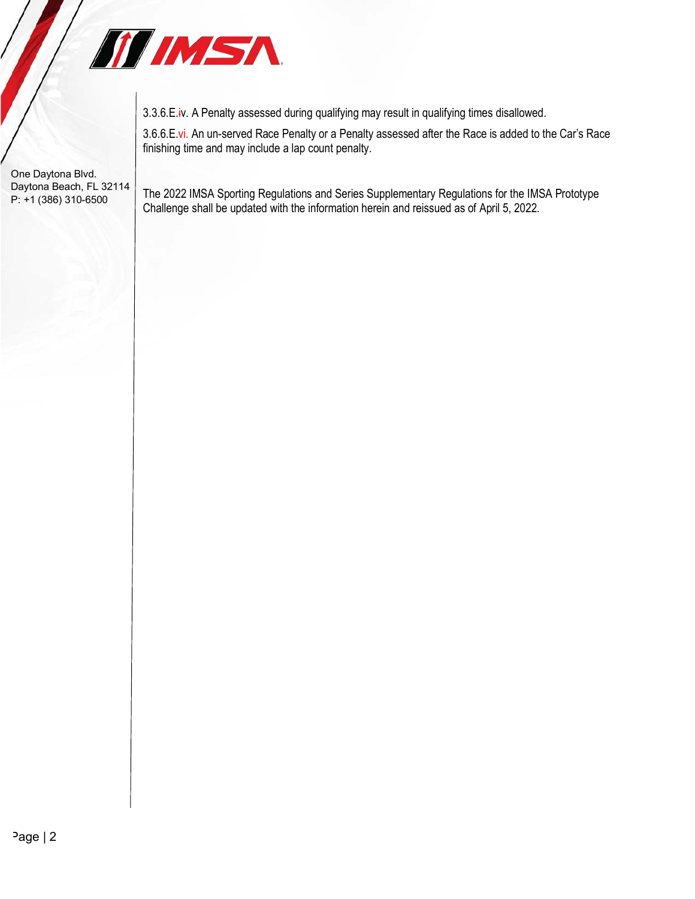3.3.6.E.iv. A Penalty assessed during qualifying may result in qualifying times disallowed.

3.6.6.E.vi. An un-served Race Penalty or a Penalty assessed after the Race is added to the Car's Race finishing time and may include a lap count penalty.

The 2022 IMSA Sporting Regulations and Series Supplementary Regulations for the IMSA Prototype Challenge shall be updated with the information herein and reissued as of April 5, 2022.

One Daytona Blvd.
Daytona Beach, FL 32114
P: +1 (386) 310-6500